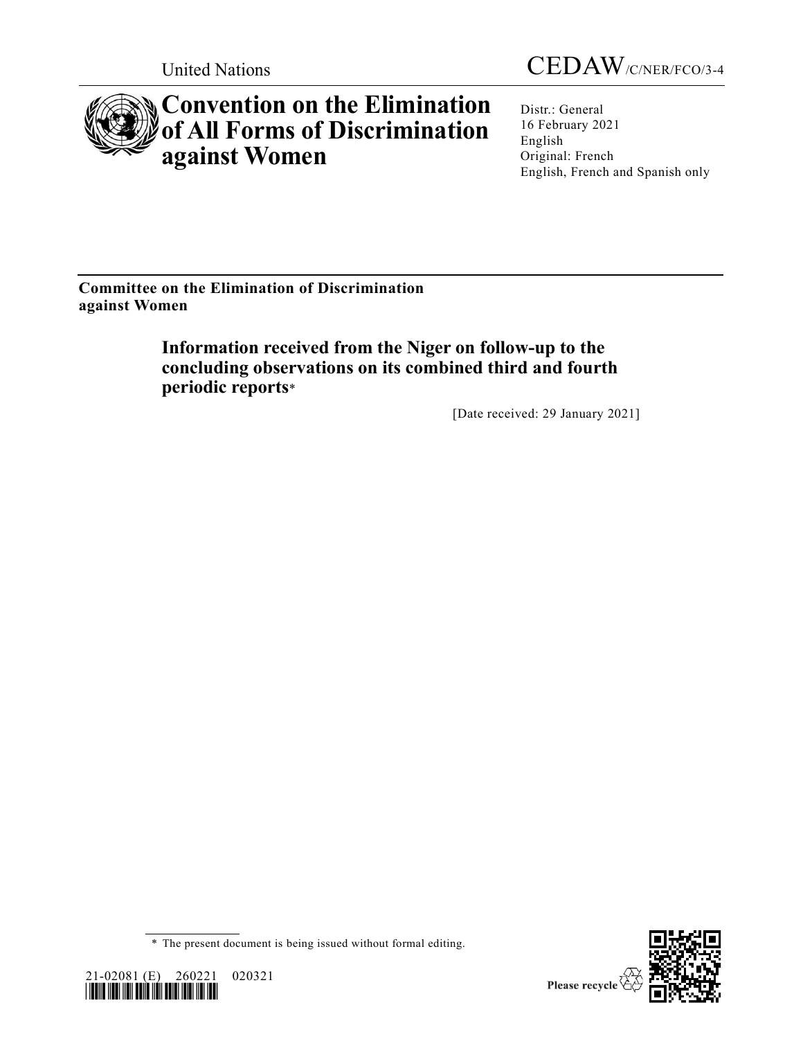United Nations

CEDAW/C/NER/FCO/3-4

# Convention on the Elimination of All Forms of Discrimination against Women

Distr.: General
16 February 2021
English
Original: French
English, French and Spanish only

**Committee on the Elimination of Discrimination against Women**

## Information received from the Niger on follow-up to the concluding observations on its combined third and fourth periodic reports*

[Date received: 29 January 2021]

\* The present document is being issued without formal editing.

21-02081 (E) 260221 020321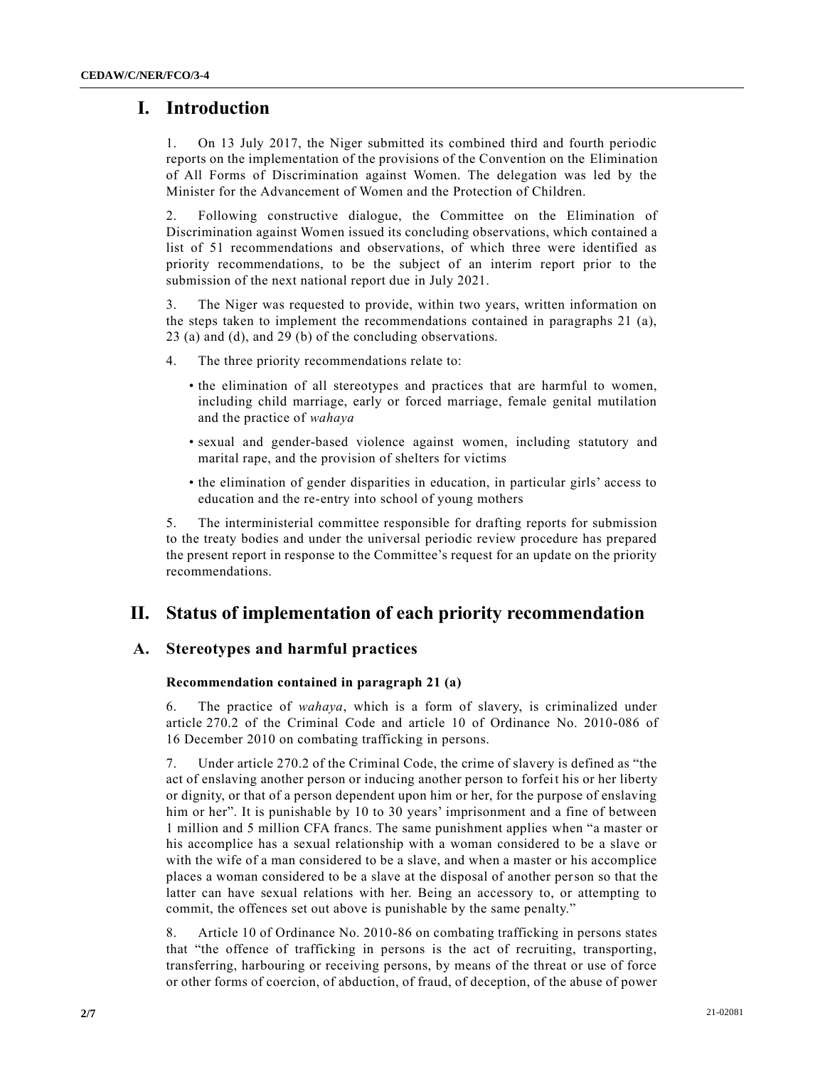# I. Introduction

1. On 13 July 2017, the Niger submitted its combined third and fourth periodic reports on the implementation of the provisions of the Convention on the Elimination of All Forms of Discrimination against Women. The delegation was led by the Minister for the Advancement of Women and the Protection of Children.

2. Following constructive dialogue, the Committee on the Elimination of Discrimination against Women issued its concluding observations, which contained a list of 51 recommendations and observations, of which three were identified as priority recommendations, to be the subject of an interim report prior to the submission of the next national report due in July 2021.

3. The Niger was requested to provide, within two years, written information on the steps taken to implement the recommendations contained in paragraphs 21 (a), 23 (a) and (d), and 29 (b) of the concluding observations.

4. The three priority recommendations relate to:

- the elimination of all stereotypes and practices that are harmful to women, including child marriage, early or forced marriage, female genital mutilation and the practice of *wahaya*
- sexual and gender-based violence against women, including statutory and marital rape, and the provision of shelters for victims
- the elimination of gender disparities in education, in particular girls' access to education and the re-entry into school of young mothers

5. The interministerial committee responsible for drafting reports for submission to the treaty bodies and under the universal periodic review procedure has prepared the present report in response to the Committee's request for an update on the priority recommendations.

# II. Status of implementation of each priority recommendation

## A. Stereotypes and harmful practices

### Recommendation contained in paragraph 21 (a)

6. The practice of *wahaya*, which is a form of slavery, is criminalized under article 270.2 of the Criminal Code and article 10 of Ordinance No. 2010-086 of 16 December 2010 on combating trafficking in persons.

7. Under article 270.2 of the Criminal Code, the crime of slavery is defined as "the act of enslaving another person or inducing another person to forfeit his or her liberty or dignity, or that of a person dependent upon him or her, for the purpose of enslaving him or her". It is punishable by 10 to 30 years' imprisonment and a fine of between 1 million and 5 million CFA francs. The same punishment applies when "a master or his accomplice has a sexual relationship with a woman considered to be a slave or with the wife of a man considered to be a slave, and when a master or his accomplice places a woman considered to be a slave at the disposal of another person so that the latter can have sexual relations with her. Being an accessory to, or attempting to commit, the offences set out above is punishable by the same penalty."

8. Article 10 of Ordinance No. 2010-86 on combating trafficking in persons states that "the offence of trafficking in persons is the act of recruiting, transporting, transferring, harbouring or receiving persons, by means of the threat or use of force or other forms of coercion, of abduction, of fraud, of deception, of the abuse of power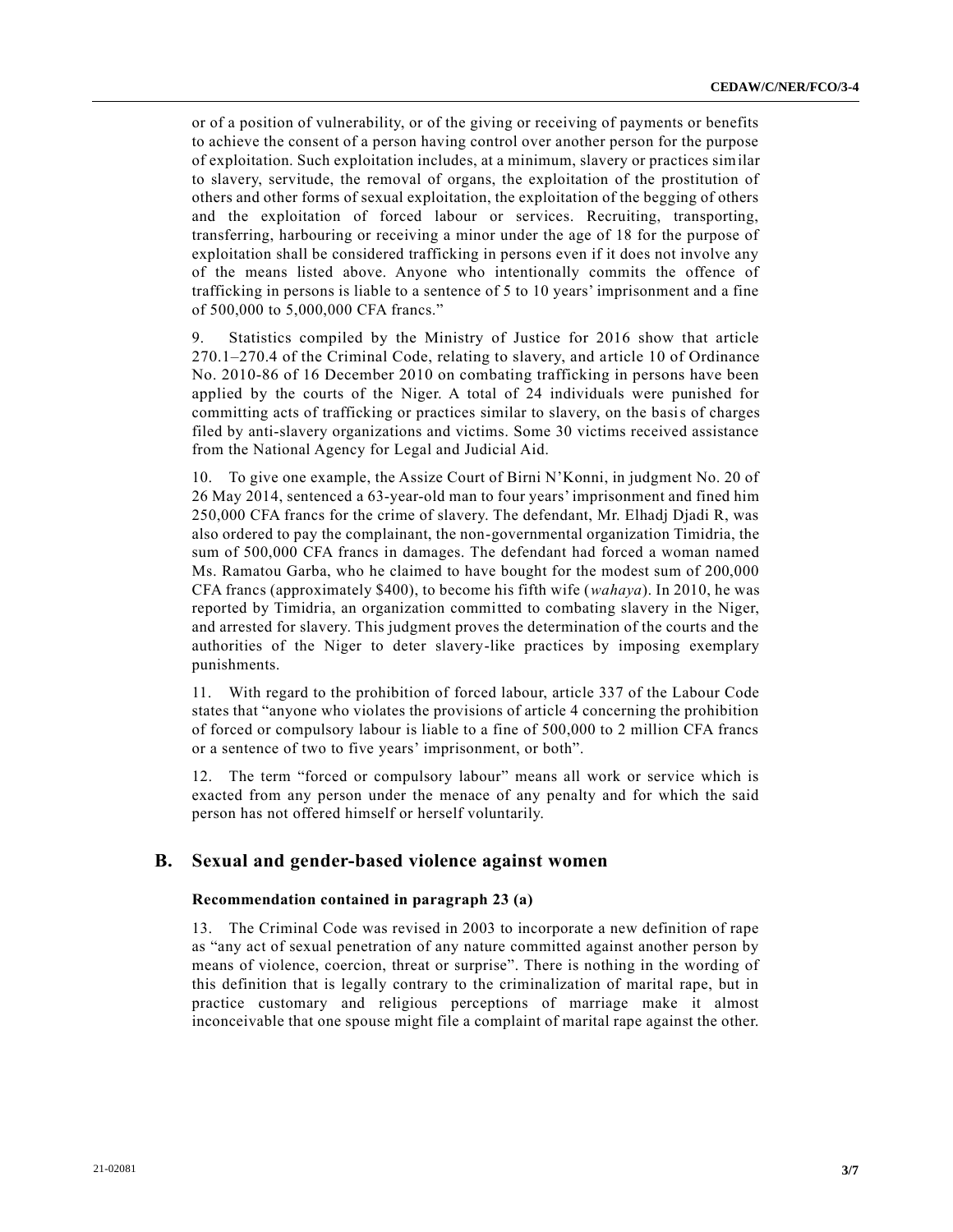or of a position of vulnerability, or of the giving or receiving of payments or benefits to achieve the consent of a person having control over another person for the purpose of exploitation. Such exploitation includes, at a minimum, slavery or practices similar to slavery, servitude, the removal of organs, the exploitation of the prostitution of others and other forms of sexual exploitation, the exploitation of the begging of others and the exploitation of forced labour or services. Recruiting, transporting, transferring, harbouring or receiving a minor under the age of 18 for the purpose of exploitation shall be considered trafficking in persons even if it does not involve any of the means listed above. Anyone who intentionally commits the offence of trafficking in persons is liable to a sentence of 5 to 10 years' imprisonment and a fine of 500,000 to 5,000,000 CFA francs."

9. Statistics compiled by the Ministry of Justice for 2016 show that article 270.1–270.4 of the Criminal Code, relating to slavery, and article 10 of Ordinance No. 2010-86 of 16 December 2010 on combating trafficking in persons have been applied by the courts of the Niger. A total of 24 individuals were punished for committing acts of trafficking or practices similar to slavery, on the basis of charges filed by anti-slavery organizations and victims. Some 30 victims received assistance from the National Agency for Legal and Judicial Aid.

10. To give one example, the Assize Court of Birni N'Konni, in judgment No. 20 of 26 May 2014, sentenced a 63-year-old man to four years' imprisonment and fined him 250,000 CFA francs for the crime of slavery. The defendant, Mr. Elhadj Djadi R, was also ordered to pay the complainant, the non-governmental organization Timidria, the sum of 500,000 CFA francs in damages. The defendant had forced a woman named Ms. Ramatou Garba, who he claimed to have bought for the modest sum of 200,000 CFA francs (approximately $400), to become his fifth wife (*wahaya*). In 2010, he was reported by Timidria, an organization committed to combating slavery in the Niger, and arrested for slavery. This judgment proves the determination of the courts and the authorities of the Niger to deter slavery-like practices by imposing exemplary punishments.

11. With regard to the prohibition of forced labour, article 337 of the Labour Code states that "anyone who violates the provisions of article 4 concerning the prohibition of forced or compulsory labour is liable to a fine of 500,000 to 2 million CFA francs or a sentence of two to five years' imprisonment, or both".

12. The term "forced or compulsory labour" means all work or service which is exacted from any person under the menace of any penalty and for which the said person has not offered himself or herself voluntarily.

## B. Sexual and gender-based violence against women

### Recommendation contained in paragraph 23 (a)

13. The Criminal Code was revised in 2003 to incorporate a new definition of rape as "any act of sexual penetration of any nature committed against another person by means of violence, coercion, threat or surprise". There is nothing in the wording of this definition that is legally contrary to the criminalization of marital rape, but in practice customary and religious perceptions of marriage make it almost inconceivable that one spouse might file a complaint of marital rape against the other.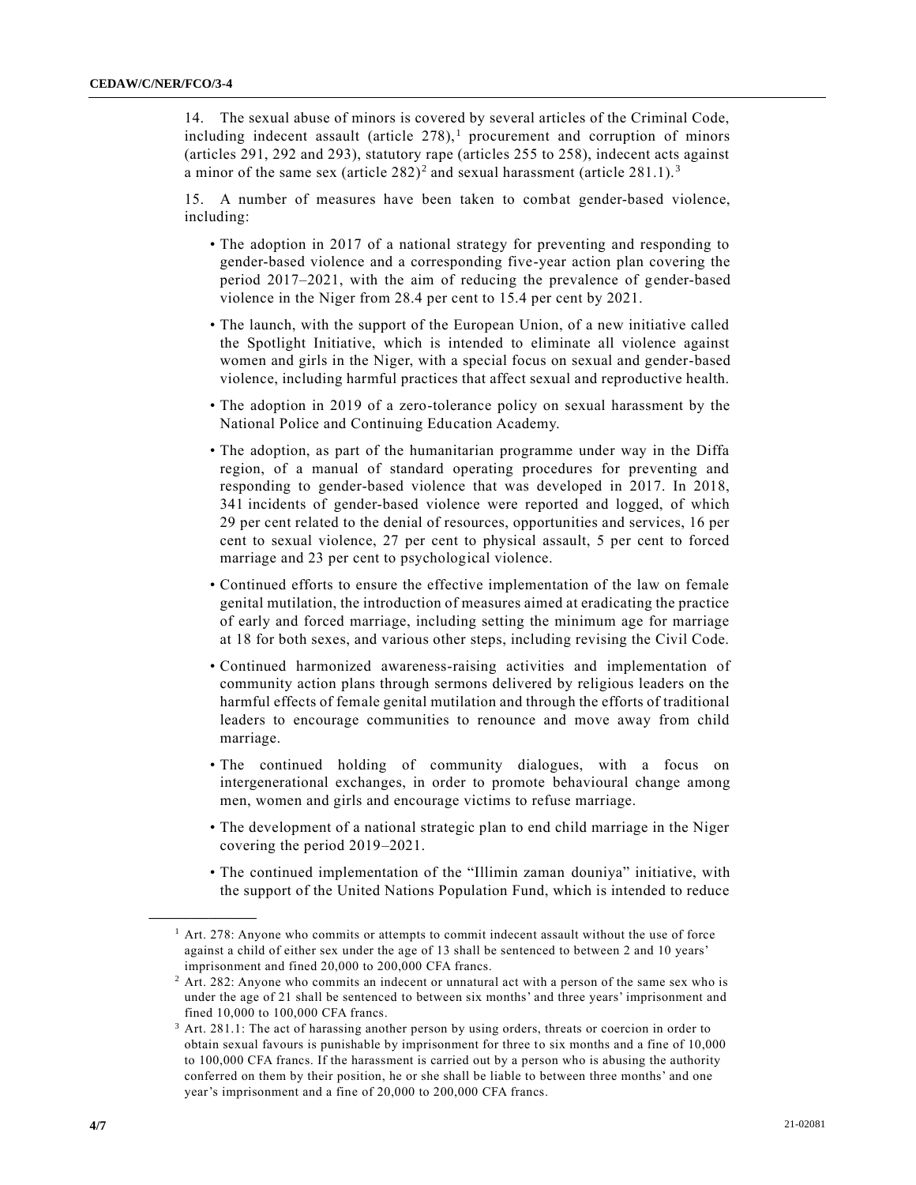14. The sexual abuse of minors is covered by several articles of the Criminal Code, including indecent assault (article 278),[1] procurement and corruption of minors (articles 291, 292 and 293), statutory rape (articles 255 to 258), indecent acts against a minor of the same sex (article 282)[2] and sexual harassment (article 281.1).[3]

15. A number of measures have been taken to combat gender-based violence, including:

- The adoption in 2017 of a national strategy for preventing and responding to gender-based violence and a corresponding five-year action plan covering the period 2017–2021, with the aim of reducing the prevalence of gender-based violence in the Niger from 28.4 per cent to 15.4 per cent by 2021.
- The launch, with the support of the European Union, of a new initiative called the Spotlight Initiative, which is intended to eliminate all violence against women and girls in the Niger, with a special focus on sexual and gender-based violence, including harmful practices that affect sexual and reproductive health.
- The adoption in 2019 of a zero-tolerance policy on sexual harassment by the National Police and Continuing Education Academy.
- The adoption, as part of the humanitarian programme under way in the Diffa region, of a manual of standard operating procedures for preventing and responding to gender-based violence that was developed in 2017. In 2018, 341 incidents of gender-based violence were reported and logged, of which 29 per cent related to the denial of resources, opportunities and services, 16 per cent to sexual violence, 27 per cent to physical assault, 5 per cent to forced marriage and 23 per cent to psychological violence.
- Continued efforts to ensure the effective implementation of the law on female genital mutilation, the introduction of measures aimed at eradicating the practice of early and forced marriage, including setting the minimum age for marriage at 18 for both sexes, and various other steps, including revising the Civil Code.
- Continued harmonized awareness-raising activities and implementation of community action plans through sermons delivered by religious leaders on the harmful effects of female genital mutilation and through the efforts of traditional leaders to encourage communities to renounce and move away from child marriage.
- The continued holding of community dialogues, with a focus on intergenerational exchanges, in order to promote behavioural change among men, women and girls and encourage victims to refuse marriage.
- The development of a national strategic plan to end child marriage in the Niger covering the period 2019–2021.
- The continued implementation of the "Illimin zaman douniya" initiative, with the support of the United Nations Population Fund, which is intended to reduce

---

[1] Art. 278: Anyone who commits or attempts to commit indecent assault without the use of force against a child of either sex under the age of 13 shall be sentenced to between 2 and 10 years' imprisonment and fined 20,000 to 200,000 CFA francs.

[2] Art. 282: Anyone who commits an indecent or unnatural act with a person of the same sex who is under the age of 21 shall be sentenced to between six months' and three years' imprisonment and fined 10,000 to 100,000 CFA francs.

[3] Art. 281.1: The act of harassing another person by using orders, threats or coercion in order to obtain sexual favours is punishable by imprisonment for three to six months and a fine of 10,000 to 100,000 CFA francs. If the harassment is carried out by a person who is abusing the authority conferred on them by their position, he or she shall be liable to between three months' and one year's imprisonment and a fine of 20,000 to 200,000 CFA francs.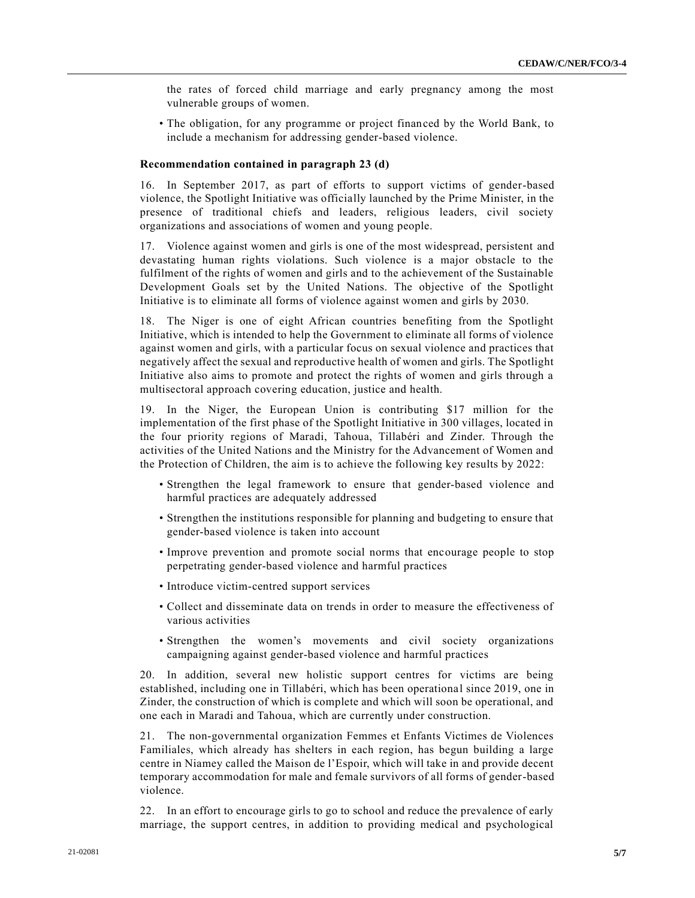the rates of forced child marriage and early pregnancy among the most vulnerable groups of women.

- The obligation, for any programme or project financed by the World Bank, to include a mechanism for addressing gender-based violence.

**Recommendation contained in paragraph 23 (d)**

16. In September 2017, as part of efforts to support victims of gender-based violence, the Spotlight Initiative was officially launched by the Prime Minister, in the presence of traditional chiefs and leaders, religious leaders, civil society organizations and associations of women and young people.

17. Violence against women and girls is one of the most widespread, persistent and devastating human rights violations. Such violence is a major obstacle to the fulfilment of the rights of women and girls and to the achievement of the Sustainable Development Goals set by the United Nations. The objective of the Spotlight Initiative is to eliminate all forms of violence against women and girls by 2030.

18. The Niger is one of eight African countries benefiting from the Spotlight Initiative, which is intended to help the Government to eliminate all forms of violence against women and girls, with a particular focus on sexual violence and practices that negatively affect the sexual and reproductive health of women and girls. The Spotlight Initiative also aims to promote and protect the rights of women and girls through a multisectoral approach covering education, justice and health.

19. In the Niger, the European Union is contributing $17 million for the implementation of the first phase of the Spotlight Initiative in 300 villages, located in the four priority regions of Maradi, Tahoua, Tillabéri and Zinder. Through the activities of the United Nations and the Ministry for the Advancement of Women and the Protection of Children, the aim is to achieve the following key results by 2022:

- Strengthen the legal framework to ensure that gender-based violence and harmful practices are adequately addressed
- Strengthen the institutions responsible for planning and budgeting to ensure that gender-based violence is taken into account
- Improve prevention and promote social norms that encourage people to stop perpetrating gender-based violence and harmful practices
- Introduce victim-centred support services
- Collect and disseminate data on trends in order to measure the effectiveness of various activities
- Strengthen the women's movements and civil society organizations campaigning against gender-based violence and harmful practices

20. In addition, several new holistic support centres for victims are being established, including one in Tillabéri, which has been operational since 2019, one in Zinder, the construction of which is complete and which will soon be operational, and one each in Maradi and Tahoua, which are currently under construction.

21. The non-governmental organization Femmes et Enfants Victimes de Violences Familiales, which already has shelters in each region, has begun building a large centre in Niamey called the Maison de l'Espoir, which will take in and provide decent temporary accommodation for male and female survivors of all forms of gender-based violence.

22. In an effort to encourage girls to go to school and reduce the prevalence of early marriage, the support centres, in addition to providing medical and psychological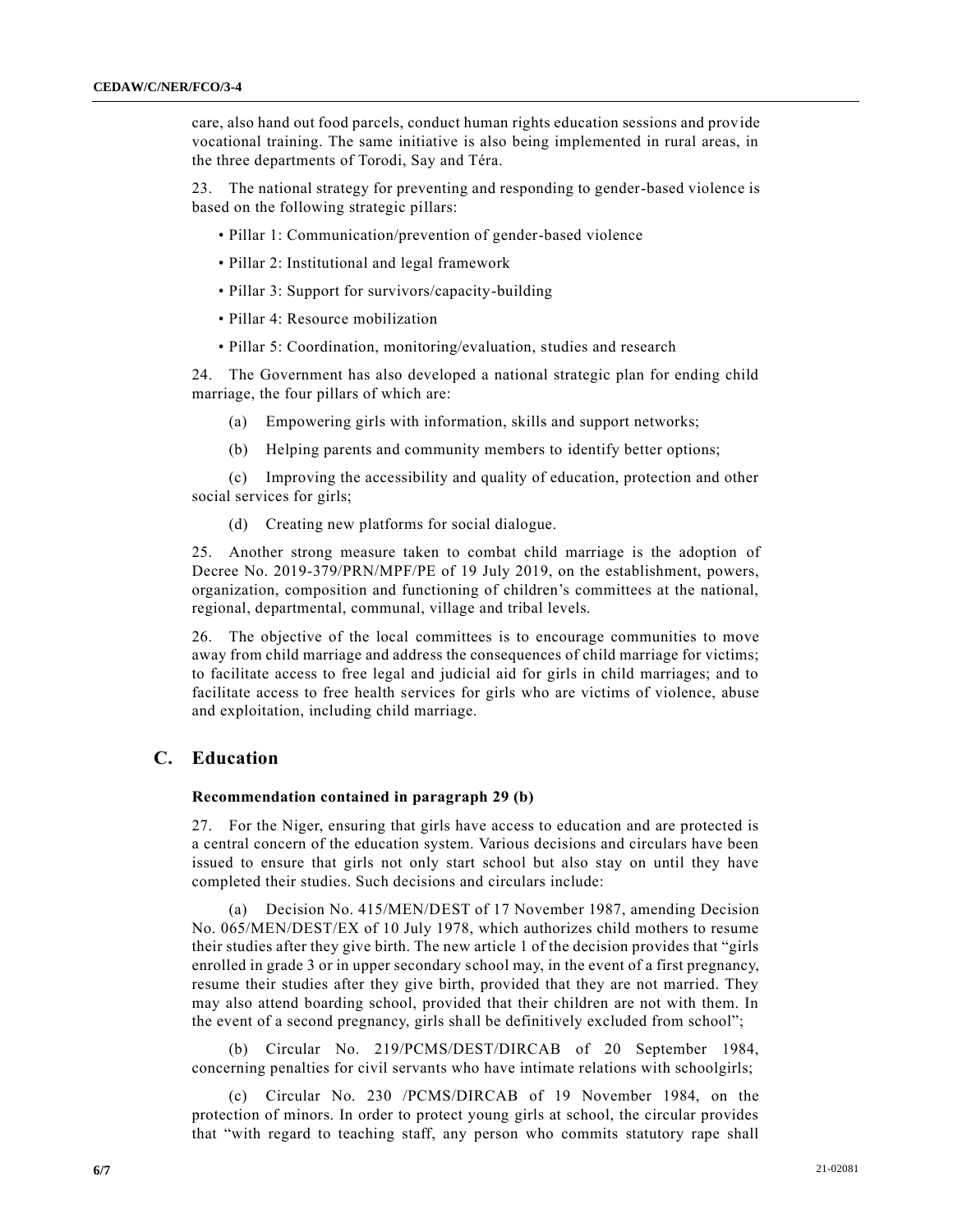care, also hand out food parcels, conduct human rights education sessions and provide vocational training. The same initiative is also being implemented in rural areas, in the three departments of Torodi, Say and Téra.

23. The national strategy for preventing and responding to gender-based violence is based on the following strategic pillars:

- Pillar 1: Communication/prevention of gender-based violence
- Pillar 2: Institutional and legal framework
- Pillar 3: Support for survivors/capacity-building
- Pillar 4: Resource mobilization
- Pillar 5: Coordination, monitoring/evaluation, studies and research

24. The Government has also developed a national strategic plan for ending child marriage, the four pillars of which are:

(a) Empowering girls with information, skills and support networks;

(b) Helping parents and community members to identify better options;

(c) Improving the accessibility and quality of education, protection and other social services for girls;

(d) Creating new platforms for social dialogue.

25. Another strong measure taken to combat child marriage is the adoption of Decree No. 2019-379/PRN/MPF/PE of 19 July 2019, on the establishment, powers, organization, composition and functioning of children's committees at the national, regional, departmental, communal, village and tribal levels.

26. The objective of the local committees is to encourage communities to move away from child marriage and address the consequences of child marriage for victims; to facilitate access to free legal and judicial aid for girls in child marriages; and to facilitate access to free health services for girls who are victims of violence, abuse and exploitation, including child marriage.

## C. Education

### Recommendation contained in paragraph 29 (b)

27. For the Niger, ensuring that girls have access to education and are protected is a central concern of the education system. Various decisions and circulars have been issued to ensure that girls not only start school but also stay on until they have completed their studies. Such decisions and circulars include:

(a) Decision No. 415/MEN/DEST of 17 November 1987, amending Decision No. 065/MEN/DEST/EX of 10 July 1978, which authorizes child mothers to resume their studies after they give birth. The new article 1 of the decision provides that "girls enrolled in grade 3 or in upper secondary school may, in the event of a first pregnancy, resume their studies after they give birth, provided that they are not married. They may also attend boarding school, provided that their children are not with them. In the event of a second pregnancy, girls shall be definitively excluded from school";

(b) Circular No. 219/PCMS/DEST/DIRCAB of 20 September 1984, concerning penalties for civil servants who have intimate relations with schoolgirls;

(c) Circular No. 230 /PCMS/DIRCAB of 19 November 1984, on the protection of minors. In order to protect young girls at school, the circular provides that "with regard to teaching staff, any person who commits statutory rape shall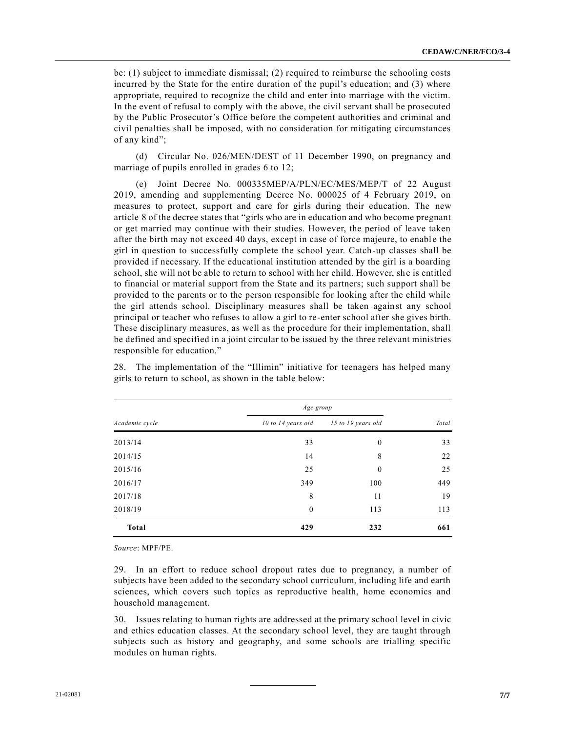be: (1) subject to immediate dismissal; (2) required to reimburse the schooling costs incurred by the State for the entire duration of the pupil's education; and (3) where appropriate, required to recognize the child and enter into marriage with the victim. In the event of refusal to comply with the above, the civil servant shall be prosecuted by the Public Prosecutor's Office before the competent authorities and criminal and civil penalties shall be imposed, with no consideration for mitigating circumstances of any kind";

(d) Circular No. 026/MEN/DEST of 11 December 1990, on pregnancy and marriage of pupils enrolled in grades 6 to 12;

(e) Joint Decree No. 000335MEP/A/PLN/EC/MES/MEP/T of 22 August 2019, amending and supplementing Decree No. 000025 of 4 February 2019, on measures to protect, support and care for girls during their education. The new article 8 of the decree states that "girls who are in education and who become pregnant or get married may continue with their studies. However, the period of leave taken after the birth may not exceed 40 days, except in case of force majeure, to enable the girl in question to successfully complete the school year. Catch-up classes shall be provided if necessary. If the educational institution attended by the girl is a boarding school, she will not be able to return to school with her child. However, she is entitled to financial or material support from the State and its partners; such support shall be provided to the parents or to the person responsible for looking after the child while the girl attends school. Disciplinary measures shall be taken against any school principal or teacher who refuses to allow a girl to re-enter school after she gives birth. These disciplinary measures, as well as the procedure for their implementation, shall be defined and specified in a joint circular to be issued by the three relevant ministries responsible for education."

28. The implementation of the "Illimin" initiative for teenagers has helped many girls to return to school, as shown in the table below:

| | *Age group* | | |
|---|---|---|---|
| *Academic cycle* | *10 to 14 years old* | *15 to 19 years old* | *Total* |
| 2013/14 | 33 | 0 | 33 |
| 2014/15 | 14 | 8 | 22 |
| 2015/16 | 25 | 0 | 25 |
| 2016/17 | 349 | 100 | 449 |
| 2017/18 | 8 | 11 | 19 |
| 2018/19 | 0 | 113 | 113 |
| **Total** | **429** | **232** | **661** |

*Source*: MPF/PE.

29. In an effort to reduce school dropout rates due to pregnancy, a number of subjects have been added to the secondary school curriculum, including life and earth sciences, which covers such topics as reproductive health, home economics and household management.

30. Issues relating to human rights are addressed at the primary school level in civic and ethics education classes. At the secondary school level, they are taught through subjects such as history and geography, and some schools are trialling specific modules on human rights.